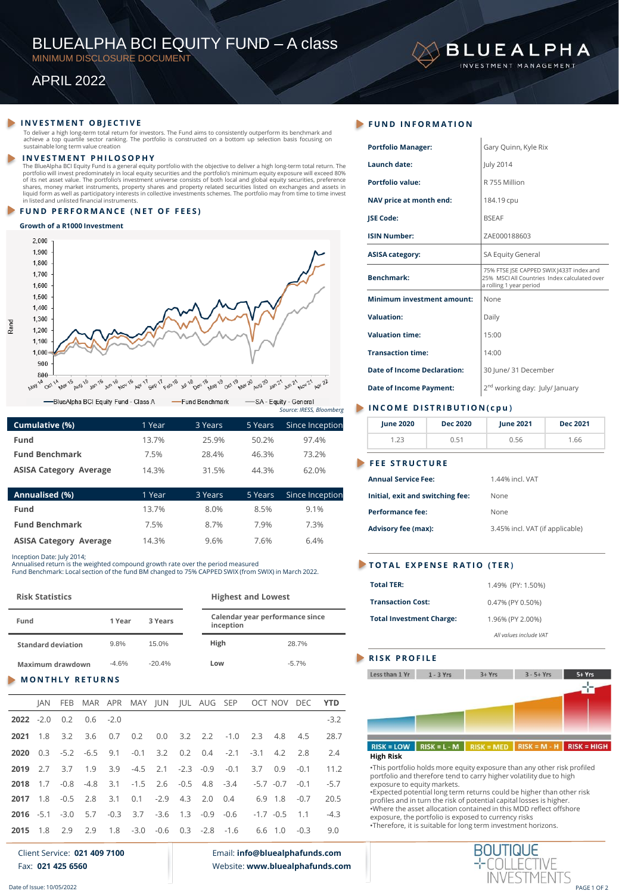# BLUEALPHA BCI EQUITY FUND – A class

MINIMUM DISCLOSURE DOCUMENT

APRIL 2022

BLUEALPHA INVESTMENT MANAGEMENT

## INVESTMENT OBJECTIVE

To deliver a high long-term total return for investors. The Fund aims to consistently outperform its benchmark and achieve a top quartile sector ranking. The portfolio is constructed on a bottom up selection basis focusing on sustainable long term value creation

## INVESTMENT PHILOSOPHY

The BlueAlpha BCI Equity Fund is a general equity portfolio with the objective to deliver a high long-term total return. The portfolio will invest predominately in local equity securities and the portfolio's minimum equity exposure will exceed 80% of its net asset value. The portfolio's investment universe consists of both local and global equity securities, preference shares, money market instruments, property shares and property related securities listed on exchanges and assets in liquid form as well as participatory interests in collective investments schemes. The portfolio may from time to time invest in listed and unlisted financial instruments.

## FUND PERFORMANCE (NET OF FEES)

**Growth of a R1000 Investment**

Rand: 800 – 2,000; May 14 – Apr 22

BlueAlpha BCI Equity Fund - Class A | Fund Benchmark | SA - Equity - General

*Source: IRESS, Bloomberg*

| Cumulative (%) | 1 Year | 3 Years | 5 Years | Since Inception |
|---|---|---|---|---|
| Fund | 13.7% | 25.9% | 50.2% | 97.4% |
| Fund Benchmark | 7.5% | 28.4% | 46.3% | 73.2% |
| ASISA Category Average | 14.3% | 31.5% | 44.3% | 62.0% |

| Annualised (%) | 1 Year | 3 Years | 5 Years | Since Inception |
|---|---|---|---|---|
| Fund | 13.7% | 8.0% | 8.5% | 9.1% |
| Fund Benchmark | 7.5% | 8.7% | 7.9% | 7.3% |
| ASISA Category Average | 14.3% | 9.6% | 7.6% | 6.4% |

Inception Date: July 2014;
Annualised return is the weighted compound growth rate over the period measured
Fund Benchmark: Local section of the fund BM changed to 75% CAPPED SWIX (from SWIX) in March 2022.

### Risk Statistics

| Fund | 1 Year | 3 Years |
|---|---|---|
| Standard deviation | 9.8% | 15.0% |
| Maximum drawdown | -4.6% | -20.4% |

### Highest and Lowest

| Calendar year performance since inception | |
|---|---|
| High | 28.7% |
| Low | -5.7% |

## MONTHLY RETURNS

| | JAN | FEB | MAR | APR | MAY | JUN | JUL | AUG | SEP | OCT | NOV | DEC | YTD |
|---|---|---|---|---|---|---|---|---|---|---|---|---|---|
| **2022** | -2.0 | 0.2 | 0.6 | -2.0 | | | | | | | | | -3.2 |
| **2021** | 1.8 | 3.2 | 3.6 | 0.7 | 0.2 | 0.0 | 3.2 | 2.2 | -1.0 | 2.3 | 4.8 | 4.5 | 28.7 |
| **2020** | 0.3 | -5.2 | -6.5 | 9.1 | -0.1 | 3.2 | 0.2 | 0.4 | -2.1 | -3.1 | 4.2 | 2.8 | 2.4 |
| **2019** | 2.7 | 3.7 | 1.9 | 3.9 | -4.5 | 2.1 | -2.3 | -0.9 | -0.1 | 3.7 | 0.9 | -0.1 | 11.2 |
| **2018** | 1.7 | -0.8 | -4.8 | 3.1 | -1.5 | 2.6 | -0.5 | 4.8 | -3.4 | -5.7 | -0.7 | -0.1 | -5.7 |
| **2017** | 1.8 | -0.5 | 2.8 | 3.1 | 0.1 | -2.9 | 4.3 | 2.0 | 0.4 | 6.9 | 1.8 | -0.7 | 20.5 |
| **2016** | -5.1 | -3.0 | 5.7 | -0.3 | 3.7 | -3.6 | 1.3 | -0.9 | -0.6 | -1.7 | -0.5 | 1.1 | -4.3 |
| **2015** | 1.8 | 2.9 | 2.9 | 1.8 | -3.0 | -0.6 | 0.3 | -2.8 | -1.6 | 6.6 | 1.0 | -0.3 | 9.0 |

## FUND INFORMATION

| | |
|---|---|
| **Portfolio Manager:** | Gary Quinn, Kyle Rix |
| **Launch date:** | July 2014 |
| **Portfolio value:** | R 755 Million |
| **NAV price at month end:** | 184.19 cpu |
| **JSE Code:** | BSEAF |
| **ISIN Number:** | ZAE000188603 |
| **ASISA category:** | SA Equity General |
| **Benchmark:** | 75% FTSE JSE CAPPED SWIX J433T index and 25% MSCI All Countries Index calculated over a rolling 1 year period |
| **Minimum investment amount:** | None |
| **Valuation:** | Daily |
| **Valuation time:** | 15:00 |
| **Transaction time:** | 14:00 |
| **Date of Income Declaration:** | 30 June/ 31 December |
| **Date of Income Payment:** | 2nd working day: July/ January |

## INCOME DISTRIBUTION(cpu)

| June 2020 | Dec 2020 | June 2021 | Dec 2021 |
|---|---|---|---|
| 1.23 | 0.51 | 0.56 | 1.66 |

## FEE STRUCTURE

| | |
|---|---|
| **Annual Service Fee:** | 1.44% incl. VAT |
| **Initial, exit and switching fee:** | None |
| **Performance fee:** | None |
| **Advisory fee (max):** | 3.45% incl. VAT (if applicable) |

## TOTAL EXPENSE RATIO (TER)

| | |
|---|---|
| **Total TER:** | 1.49% (PY: 1.50%) |
| **Transaction Cost:** | 0.47% (PY 0.50%) |
| **Total Investment Charge:** | 1.96% (PY 2.00%) |

*All values include VAT*

## RISK PROFILE

Less than 1 Yr | 1 - 3 Yrs | 3+ Yrs | 3 - 5+ Yrs | 5+ Yrs

RISK = LOW | RISK = L - M | RISK = MED | RISK = M - H | RISK = HIGH

**High Risk**

- This portfolio holds more equity exposure than any other risk profiled portfolio and therefore tend to carry higher volatility due to high exposure to equity markets.
- Expected potential long term returns could be higher than other risk profiles and in turn the risk of potential capital losses is higher.
- Where the asset allocation contained in this MDD reflect offshore exposure, the portfolio is exposed to currency risks
- Therefore, it is suitable for long term investment horizons.

Client Service: **021 409 7100**
Fax: **021 425 6560**

Email: **info@bluealphafunds.com**
Website: **www.bluealphafunds.com**

BOUTIQUE COLLECTIVE INVESTMENTS

Date of Issue: 10/05/2022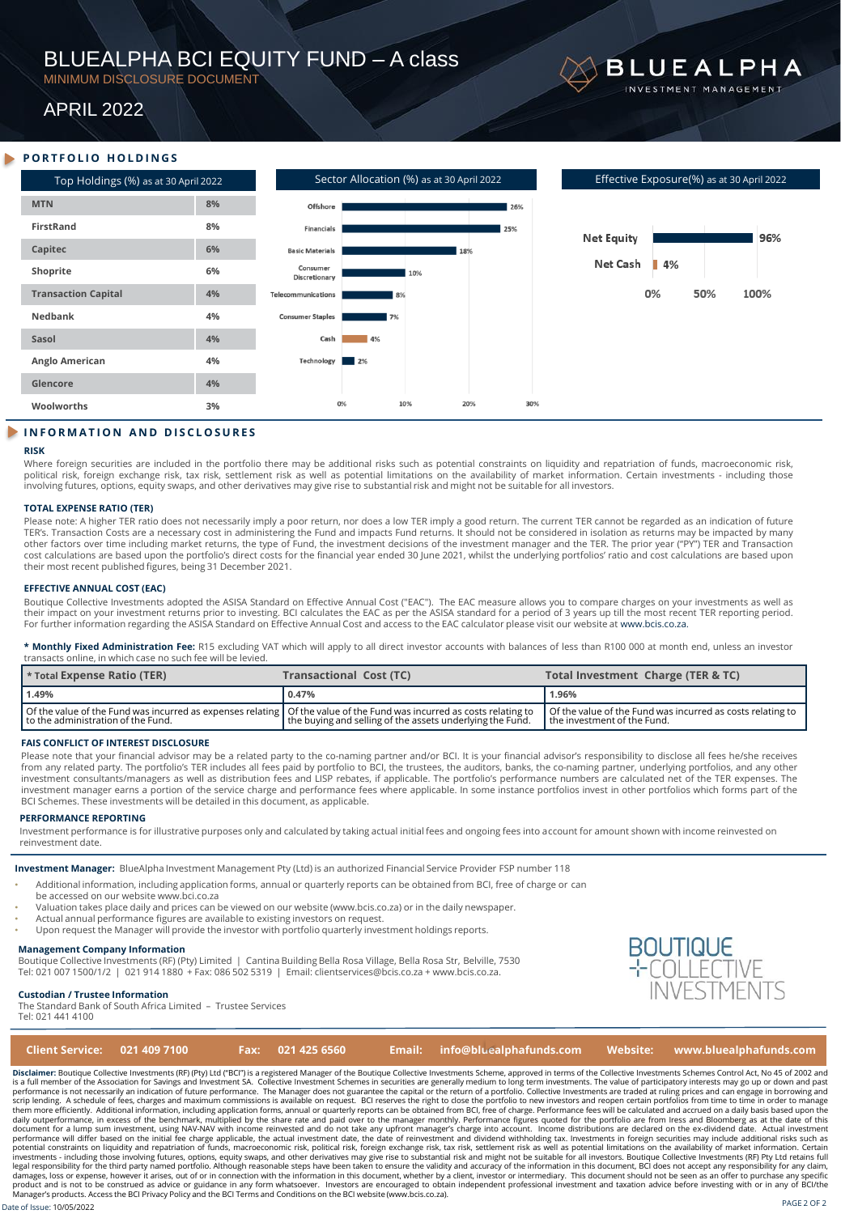# BLUEALPHA BCI EQUITY FUND – A class

MINIMUM DISCLOSURE DOCUMENT

APRIL 2022

BLUEALPHA INVESTMENT MANAGEMENT

## PORTFOLIO HOLDINGS

**Top Holdings (%) as at 30 April 2022**

| | |
|---|---|
| MTN | 8% |
| FirstRand | 8% |
| Capitec | 6% |
| Shoprite | 6% |
| Transaction Capital | 4% |
| Nedbank | 4% |
| Sasol | 4% |
| Anglo American | 4% |
| Glencore | 4% |
| Woolworths | 3% |

**Sector Allocation (%) as at 30 April 2022**

Offshore 26%
Financials 25%
Basic Materials 18%
Consumer Discretionary 10%
Telecommunications 8%
Consumer Staples 7%
Cash 4%
Technology 2%

0% 10% 20% 30%

**Effective Exposure(%) as at 30 April 2022**

Net Equity 96%
Net Cash 4%

0% 50% 100%

## INFORMATION AND DISCLOSURES

### RISK

Where foreign securities are included in the portfolio there may be additional risks such as potential constraints on liquidity and repatriation of funds, macroeconomic risk, political risk, foreign exchange risk, tax risk, settlement risk as well as potential limitations on the availability of market information. Certain investments - including those involving futures, options, equity swaps, and other derivatives may give rise to substantial risk and might not be suitable for all investors.

### TOTAL EXPENSE RATIO (TER)

Please note: A higher TER ratio does not necessarily imply a poor return, nor does a low TER imply a good return. The current TER cannot be regarded as an indication of future TER's. Transaction Costs are a necessary cost in administering the Fund and impacts Fund returns. It should not be considered in isolation as returns may be impacted by many other factors over time including market returns, the type of Fund, the investment decisions of the investment manager and the TER. The prior year ("PY") TER and Transaction cost calculations are based upon the portfolio's direct costs for the financial year ended 30 June 2021, whilst the underlying portfolios' ratio and cost calculations are based upon their most recent published figures, being 31 December 2021.

### EFFECTIVE ANNUAL COST (EAC)

Boutique Collective Investments adopted the ASISA Standard on Effective Annual Cost ("EAC"). The EAC measure allows you to compare charges on your investments as well as their impact on your investment returns prior to investing. BCI calculates the EAC as per the ASISA standard for a period of 3 years up till the most recent TER reporting period. For further information regarding the ASISA Standard on Effective Annual Cost and access to the EAC calculator please visit our website at www.bcis.co.za.

**\* Monthly Fixed Administration Fee:** R15 excluding VAT which will apply to all direct investor accounts with balances of less than R100 000 at month end, unless an investor transacts online, in which case no such fee will be levied.

| * Total Expense Ratio (TER) | Transactional Cost (TC) | Total Investment Charge (TER & TC) |
|---|---|---|
| 1.49% | 0.47% | 1.96% |
| Of the value of the Fund was incurred as expenses relating to the administration of the Fund. | Of the value of the Fund was incurred as costs relating to the buying and selling of the assets underlying the Fund. | Of the value of the Fund was incurred as costs relating to the investment of the Fund. |

### FAIS CONFLICT OF INTEREST DISCLOSURE

Please note that your financial advisor may be a related party to the co-naming partner and/or BCI. It is your financial advisor's responsibility to disclose all fees he/she receives from any related party. The portfolio's TER includes all fees paid by portfolio to BCI, the trustees, the auditors, banks, the co-naming partner, underlying portfolios, and any other investment consultants/managers as well as distribution fees and LISP rebates, if applicable. The portfolio's performance numbers are calculated net of the TER expenses. The investment manager earns a portion of the service charge and performance fees where applicable. In some instance portfolios invest in other portfolios which forms part of the BCI Schemes. These investments will be detailed in this document, as applicable.

### PERFORMANCE REPORTING

Investment performance is for illustrative purposes only and calculated by taking actual initial fees and ongoing fees into account for amount shown with income reinvested on reinvestment date.

**Investment Manager:** BlueAlpha Investment Management Pty (Ltd) is an authorized Financial Service Provider FSP number 118

- Additional information, including application forms, annual or quarterly reports can be obtained from BCI, free of charge or can be accessed on our website www.bci.co.za
- Valuation takes place daily and prices can be viewed on our website (www.bcis.co.za) or in the daily newspaper.
- Actual annual performance figures are available to existing investors on request.
- Upon request the Manager will provide the investor with portfolio quarterly investment holdings reports.

**Management Company Information**
Boutique Collective Investments (RF) (Pty) Limited | Cantina Building Bella Rosa Village, Bella Rosa Str, Belville, 7530
Tel: 021 007 1500/1/2 | 021 914 1880 + Fax: 086 502 5319 | Email: clientservices@bcis.co.za + www.bcis.co.za.

**Custodian / Trustee Information**
The Standard Bank of South Africa Limited – Trustee Services
Tel: 021 441 4100

BOUTIQUE COLLECTIVE INVESTMENTS

**Client Service:** 021 409 7100 **Fax:** 021 425 6560 **Email:** info@bluealphafunds.com **Website:** www.bluealphafunds.com

**Disclaimer:** Boutique Collective Investments (RF) (Pty) Ltd ("BCI") is a registered Manager of the Boutique Collective Investments Scheme, approved in terms of the Collective Investments Schemes Control Act, No 45 of 2002 and is a full member of the Association for Savings and Investment SA. Collective Investment Schemes in securities are generally medium to long term investments. The value of participatory interests may go up or down and past performance is not necessarily an indication of future performance. The Manager does not guarantee the capital or the return of a portfolio. Collective Investments are traded at ruling prices and can engage in borrowing and scrip lending. A schedule of fees, charges and maximum commissions is available on request. BCI reserves the right to close the portfolio to new investors and reopen certain portfolios from time to time in order to manage them more efficiently. Additional information, including application forms, annual or quarterly reports can be obtained from BCI, free of charge. Performance fees will be calculated and accrued on a daily basis based upon the daily outperformance, in excess of the benchmark, multiplied by the share rate and paid over to the manager monthly. Performance figures quoted for the portfolio are from Iress and Bloomberg as at the date of this document for a lump sum investment, using NAV-NAV with income reinvested and do not take any upfront manager's charge into account. Income distributions are declared on the ex-dividend date. Actual investment performance will differ based on the initial fee charge applicable, the actual investment date, the date of reinvestment and dividend withholding tax. Investments in foreign securities may include additional risks such as potential constraints on liquidity and repatriation of funds, macroeconomic risk, political risk, foreign exchange risk, tax risk, settlement risk as well as potential limitations on the availability of market information. Certain investments - including those involving futures, options, equity swaps, and other derivatives may give rise to substantial risk and might not be suitable for all investors. Boutique Collective Investments (RF) Pty Ltd retains full legal responsibility for the third party named portfolio. Although reasonable steps have been taken to ensure the validity and accuracy of the information in this document, BCI does not accept any responsibility for any claim, damages, loss or expense, however it arises, out of or in connection with the information in this document, whether by a client, investor or intermediary. This document should not be seen as an offer to purchase any specific product and is not to be construed as advice or guidance in any form whatsoever. Investors are encouraged to obtain independent professional investment and taxation advice before investing with or in any of BCI/the Manager's products. Access the BCI Privacy Policy and the BCI Terms and Conditions on the BCI website (www.bcis.co.za).

Date of Issue: 10/05/2022